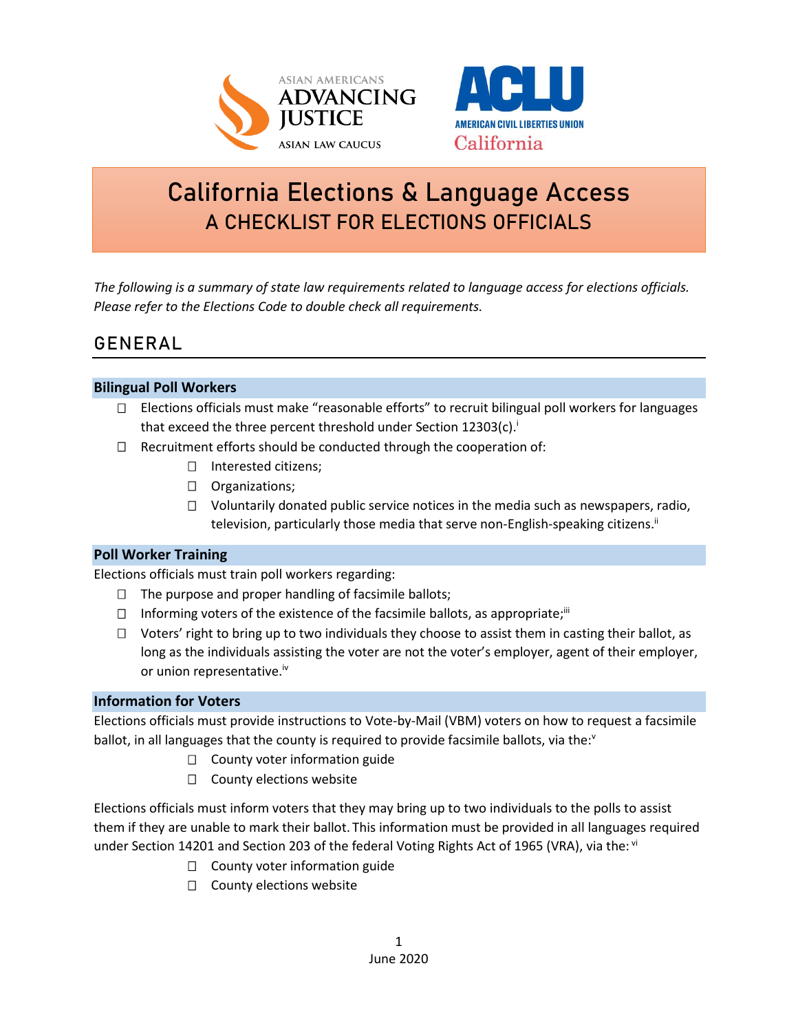ASIAN AMERICANS ADVANCING JUSTICE
ASIAN LAW CAUCUS

ACLU
AMERICAN CIVIL LIBERTIES UNION
California

# California Elections & Language Access
## A CHECKLIST FOR ELECTIONS OFFICIALS

*The following is a summary of state law requirements related to language access for elections officials. Please refer to the Elections Code to double check all requirements.*

## GENERAL

### Bilingual Poll Workers

- ☐ Elections officials must make "reasonable efforts" to recruit bilingual poll workers for languages that exceed the three percent threshold under Section 12303(c).[i]
- ☐ Recruitment efforts should be conducted through the cooperation of:
    - ☐ Interested citizens;
    - ☐ Organizations;
    - ☐ Voluntarily donated public service notices in the media such as newspapers, radio, television, particularly those media that serve non-English-speaking citizens.[ii]

### Poll Worker Training

Elections officials must train poll workers regarding:

- ☐ The purpose and proper handling of facsimile ballots;
- ☐ Informing voters of the existence of the facsimile ballots, as appropriate;[iii]
- ☐ Voters' right to bring up to two individuals they choose to assist them in casting their ballot, as long as the individuals assisting the voter are not the voter's employer, agent of their employer, or union representative.[iv]

### Information for Voters

Elections officials must provide instructions to Vote-by-Mail (VBM) voters on how to request a facsimile ballot, in all languages that the county is required to provide facsimile ballots, via the:[v]

- ☐ County voter information guide
- ☐ County elections website

Elections officials must inform voters that they may bring up to two individuals to the polls to assist them if they are unable to mark their ballot. This information must be provided in all languages required under Section 14201 and Section 203 of the federal Voting Rights Act of 1965 (VRA), via the:[vi]

- ☐ County voter information guide
- ☐ County elections website

June 2020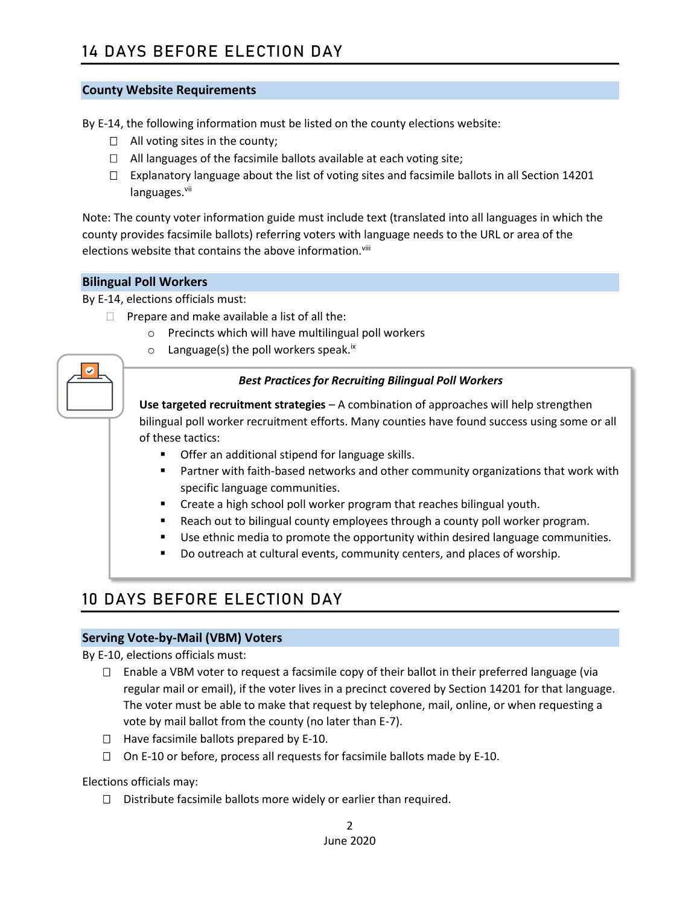# 14 DAYS BEFORE ELECTION DAY

## County Website Requirements

By E-14, the following information must be listed on the county elections website:

- ☐ All voting sites in the county;
- ☐ All languages of the facsimile ballots available at each voting site;
- ☐ Explanatory language about the list of voting sites and facsimile ballots in all Section 14201 languages.[vii]

Note: The county voter information guide must include text (translated into all languages in which the county provides facsimile ballots) referring voters with language needs to the URL or area of the elections website that contains the above information.[viii]

## Bilingual Poll Workers

By E-14, elections officials must:

- ☐ Prepare and make available a list of all the:
  - Precincts which will have multilingual poll workers
  - Language(s) the poll workers speak.[ix]

***Best Practices for Recruiting Bilingual Poll Workers***

**Use targeted recruitment strategies** – A combination of approaches will help strengthen bilingual poll worker recruitment efforts. Many counties have found success using some or all of these tactics:

- Offer an additional stipend for language skills.
- Partner with faith-based networks and other community organizations that work with specific language communities.
- Create a high school poll worker program that reaches bilingual youth.
- Reach out to bilingual county employees through a county poll worker program.
- Use ethnic media to promote the opportunity within desired language communities.
- Do outreach at cultural events, community centers, and places of worship.

# 10 DAYS BEFORE ELECTION DAY

## Serving Vote-by-Mail (VBM) Voters

By E-10, elections officials must:

- ☐ Enable a VBM voter to request a facsimile copy of their ballot in their preferred language (via regular mail or email), if the voter lives in a precinct covered by Section 14201 for that language. The voter must be able to make that request by telephone, mail, online, or when requesting a vote by mail ballot from the county (no later than E-7).
- ☐ Have facsimile ballots prepared by E-10.
- ☐ On E-10 or before, process all requests for facsimile ballots made by E-10.

Elections officials may:

- ☐ Distribute facsimile ballots more widely or earlier than required.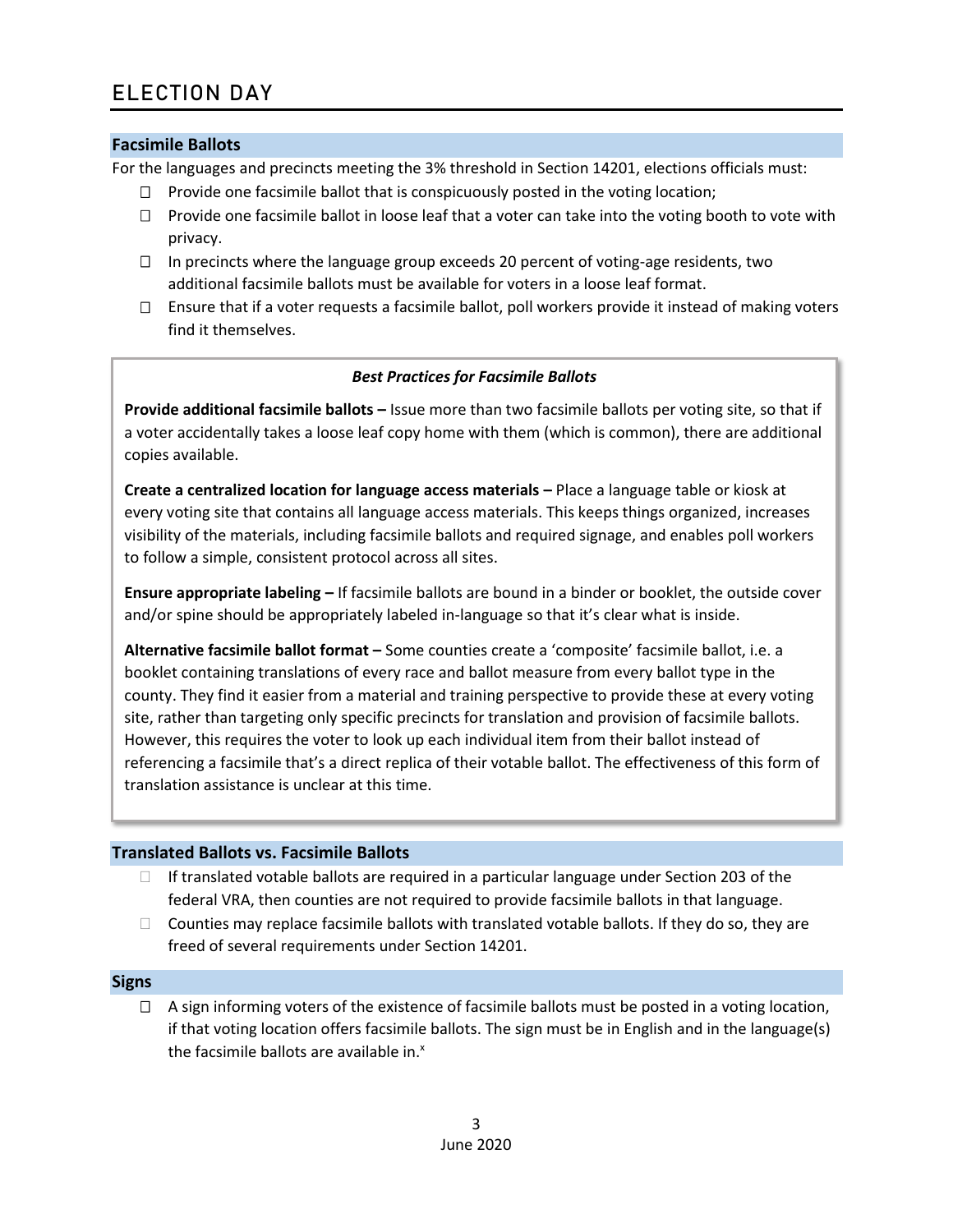# ELECTION DAY

## Facsimile Ballots

For the languages and precincts meeting the 3% threshold in Section 14201, elections officials must:

- Provide one facsimile ballot that is conspicuously posted in the voting location;
- Provide one facsimile ballot in loose leaf that a voter can take into the voting booth to vote with privacy.
- In precincts where the language group exceeds 20 percent of voting-age residents, two additional facsimile ballots must be available for voters in a loose leaf format.
- Ensure that if a voter requests a facsimile ballot, poll workers provide it instead of making voters find it themselves.

> ***Best Practices for Facsimile Ballots***
>
> **Provide additional facsimile ballots –** Issue more than two facsimile ballots per voting site, so that if a voter accidentally takes a loose leaf copy home with them (which is common), there are additional copies available.
>
> **Create a centralized location for language access materials –** Place a language table or kiosk at every voting site that contains all language access materials. This keeps things organized, increases visibility of the materials, including facsimile ballots and required signage, and enables poll workers to follow a simple, consistent protocol across all sites.
>
> **Ensure appropriate labeling –** If facsimile ballots are bound in a binder or booklet, the outside cover and/or spine should be appropriately labeled in-language so that it's clear what is inside.
>
> **Alternative facsimile ballot format –** Some counties create a 'composite' facsimile ballot, i.e. a booklet containing translations of every race and ballot measure from every ballot type in the county. They find it easier from a material and training perspective to provide these at every voting site, rather than targeting only specific precincts for translation and provision of facsimile ballots. However, this requires the voter to look up each individual item from their ballot instead of referencing a facsimile that's a direct replica of their votable ballot. The effectiveness of this form of translation assistance is unclear at this time.

## Translated Ballots vs. Facsimile Ballots

- If translated votable ballots are required in a particular language under Section 203 of the federal VRA, then counties are not required to provide facsimile ballots in that language.
- Counties may replace facsimile ballots with translated votable ballots. If they do so, they are freed of several requirements under Section 14201.

## Signs

- A sign informing voters of the existence of facsimile ballots must be posted in a voting location, if that voting location offers facsimile ballots. The sign must be in English and in the language(s) the facsimile ballots are available in.[x]

June 2020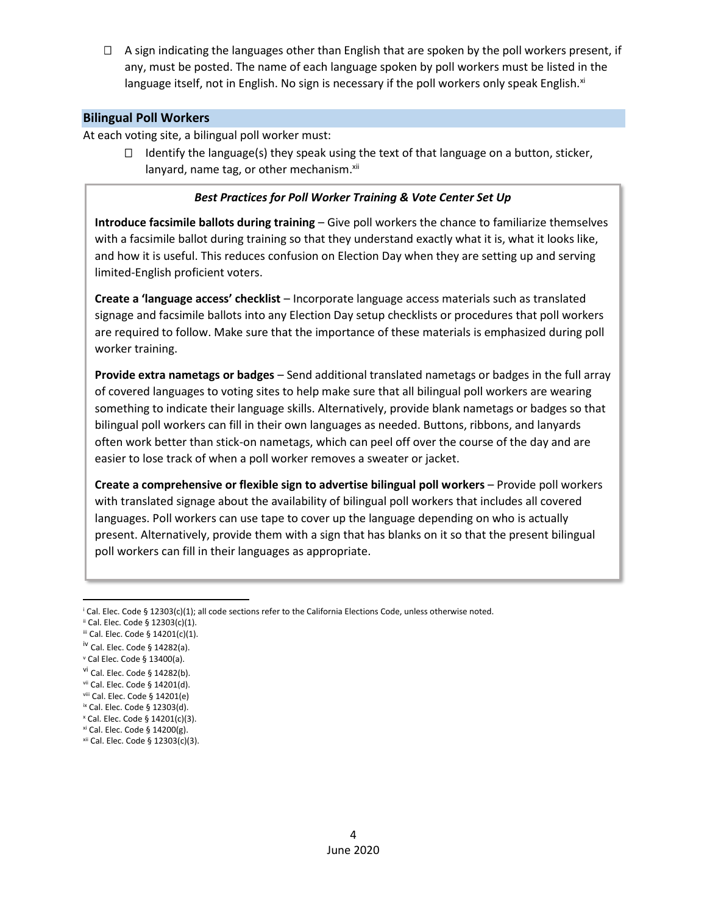- A sign indicating the languages other than English that are spoken by the poll workers present, if any, must be posted. The name of each language spoken by poll workers must be listed in the language itself, not in English. No sign is necessary if the poll workers only speak English.[xi]

## Bilingual Poll Workers

At each voting site, a bilingual poll worker must:

- Identify the language(s) they speak using the text of that language on a button, sticker, lanyard, name tag, or other mechanism.[xii]

***Best Practices for Poll Worker Training & Vote Center Set Up***

**Introduce facsimile ballots during training** – Give poll workers the chance to familiarize themselves with a facsimile ballot during training so that they understand exactly what it is, what it looks like, and how it is useful. This reduces confusion on Election Day when they are setting up and serving limited-English proficient voters.

**Create a 'language access' checklist** – Incorporate language access materials such as translated signage and facsimile ballots into any Election Day setup checklists or procedures that poll workers are required to follow. Make sure that the importance of these materials is emphasized during poll worker training.

**Provide extra nametags or badges** – Send additional translated nametags or badges in the full array of covered languages to voting sites to help make sure that all bilingual poll workers are wearing something to indicate their language skills. Alternatively, provide blank nametags or badges so that bilingual poll workers can fill in their own languages as needed. Buttons, ribbons, and lanyards often work better than stick-on nametags, which can peel off over the course of the day and are easier to lose track of when a poll worker removes a sweater or jacket.

**Create a comprehensive or flexible sign to advertise bilingual poll workers** – Provide poll workers with translated signage about the availability of bilingual poll workers that includes all covered languages. Poll workers can use tape to cover up the language depending on who is actually present. Alternatively, provide them with a sign that has blanks on it so that the present bilingual poll workers can fill in their languages as appropriate.

---

[i] Cal. Elec. Code § 12303(c)(1); all code sections refer to the California Elections Code, unless otherwise noted.
[ii] Cal. Elec. Code § 12303(c)(1).
[iii] Cal. Elec. Code § 14201(c)(1).
[iv] Cal. Elec. Code § 14282(a).
[v] Cal Elec. Code § 13400(a).
[vi] Cal. Elec. Code § 14282(b).
[vii] Cal. Elec. Code § 14201(d).
[viii] Cal. Elec. Code § 14201(e)
[ix] Cal. Elec. Code § 12303(d).
[x] Cal. Elec. Code § 14201(c)(3).
[xi] Cal. Elec. Code § 14200(g).
[xii] Cal. Elec. Code § 12303(c)(3).

June 2020